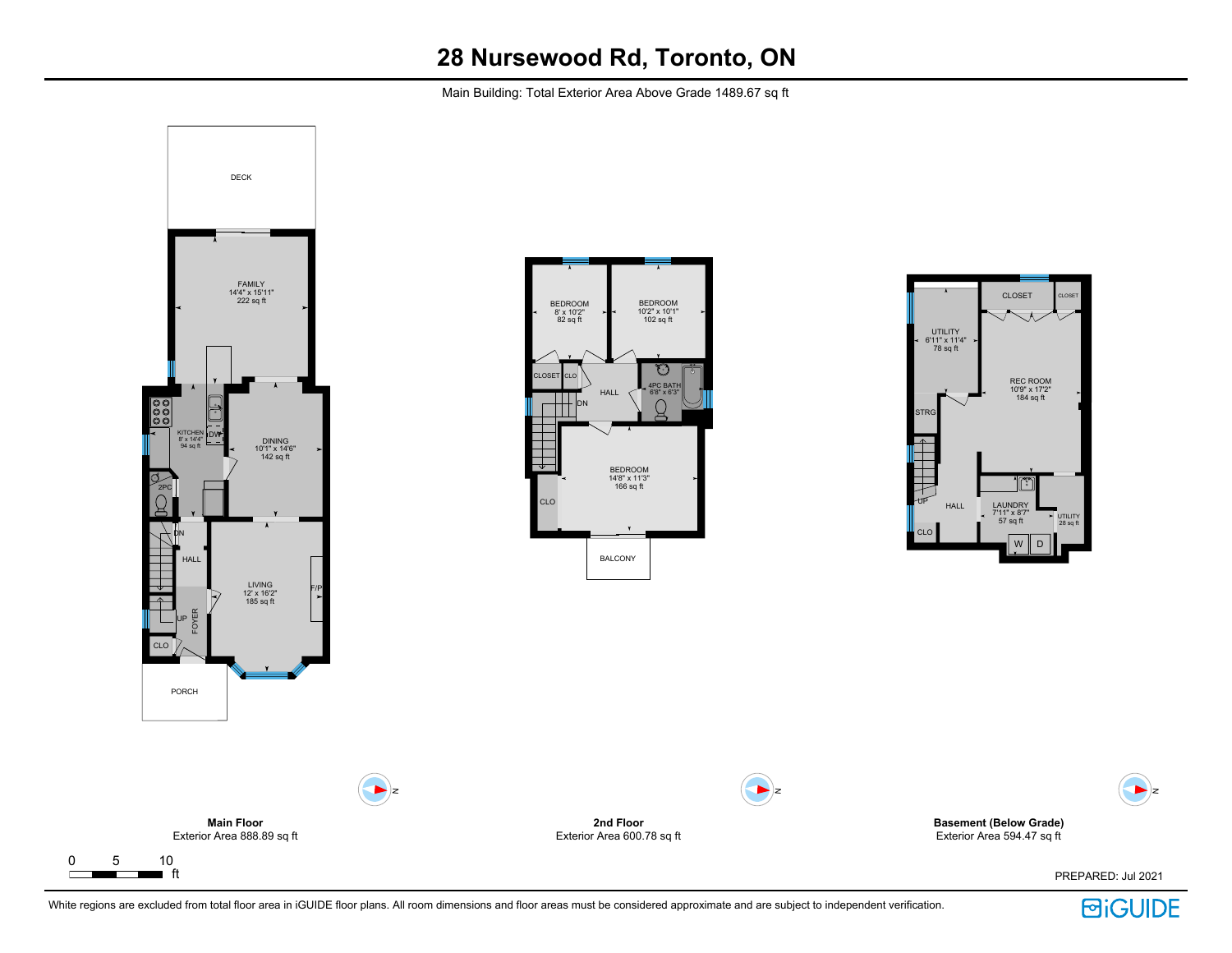# 28 Nursewood Rd, Toronto, ON

Main Building: Total Exterior Area Above Grade 1489.67 sq ft

DECK

FAMILY
14'4" x 15'11"
222 sq ft

KITCHEN
8' x 14'4"
94 sq ft

DW

DINING
10'1" x 14'6"
142 sq ft

2PC

DN

HALL

LIVING
12' x 16'2"
185 sq ft

F/P

UP

FOYER

CLO

PORCH

BEDROOM
8' x 10'2"
82 sq ft

BEDROOM
10'2" x 10'1"
102 sq ft

CLOSET

CLO

HALL

DN

4PC BATH
6'8" x 6'3"

CLO

BEDROOM
14'8" x 11'3"
166 sq ft

BALCONY

CLOSET

CLOSET

UTILITY
6'11" x 11'4"
78 sq ft

REC ROOM
10'9" x 17'2"
184 sq ft

STRG

UP

HALL

CLO

LAUNDRY
7'11" x 8'7"
57 sq ft

UTILITY
28 sq ft

W

D

N

N

N

**Main Floor**
Exterior Area 888.89 sq ft

**2nd Floor**
Exterior Area 600.78 sq ft

**Basement (Below Grade)**
Exterior Area 594.47 sq ft

0 5 10
ft

PREPARED: Jul 2021

White regions are excluded from total floor area in iGUIDE floor plans. All room dimensions and floor areas must be considered approximate and are subject to independent verification.

iGUIDE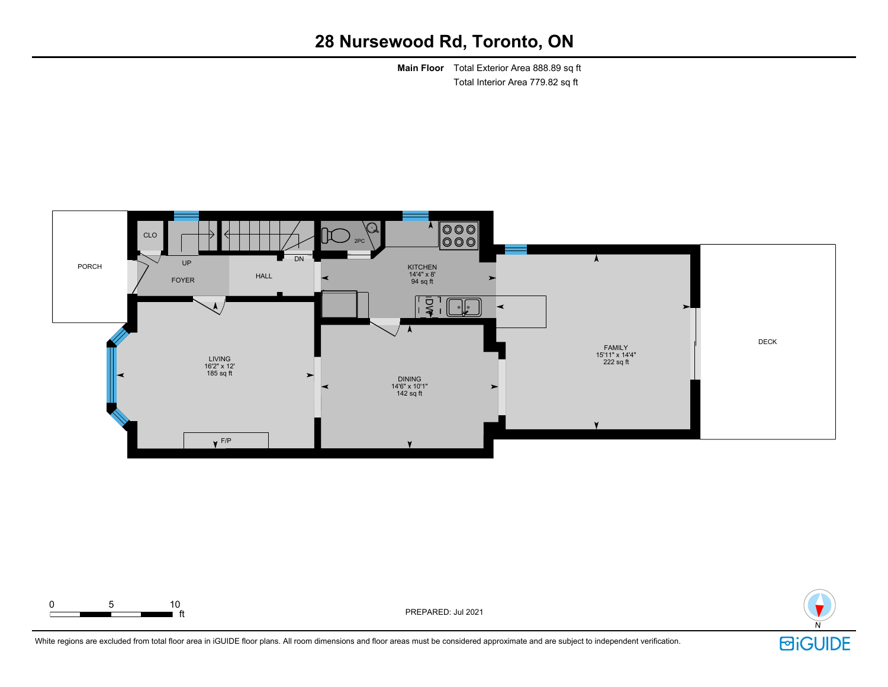# 28 Nursewood Rd, Toronto, ON

**Main Floor** Total Exterior Area 888.89 sq ft
Total Interior Area 779.82 sq ft

PORCH

CLO

UP

FOYER

HALL

DN

2PC

KITCHEN
14'4" x 8'
94 sq ft

DW

LIVING
16'2" x 12'
185 sq ft

F/P

DINING
14'6" x 10'1"
142 sq ft

FAMILY
15'11" x 14'4"
222 sq ft

DECK

0 5 10 ft

PREPARED: Jul 2021

N

White regions are excluded from total floor area in iGUIDE floor plans. All room dimensions and floor areas must be considered approximate and are subject to independent verification.

iGUIDE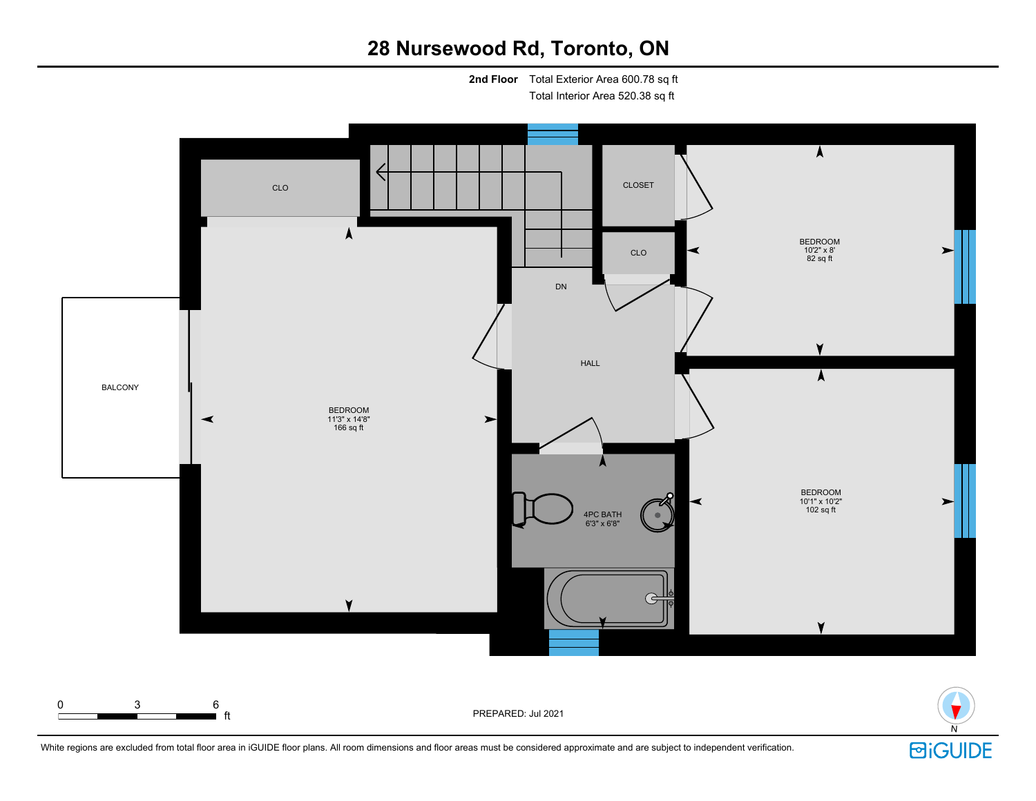# 28 Nursewood Rd, Toronto, ON

**2nd Floor** Total Exterior Area 600.78 sq ft
Total Interior Area 520.38 sq ft

CLO

CLOSET

CLO

DN

HALL

BALCONY

BEDROOM
11'3" x 14'8"
166 sq ft

BEDROOM
10'2" x 8'
82 sq ft

BEDROOM
10'1" x 10'2"
102 sq ft

4PC BATH
6'3" x 6'8"

0 3 6 ft

PREPARED: Jul 2021

N

White regions are excluded from total floor area in iGUIDE floor plans. All room dimensions and floor areas must be considered approximate and are subject to independent verification.

iGUIDE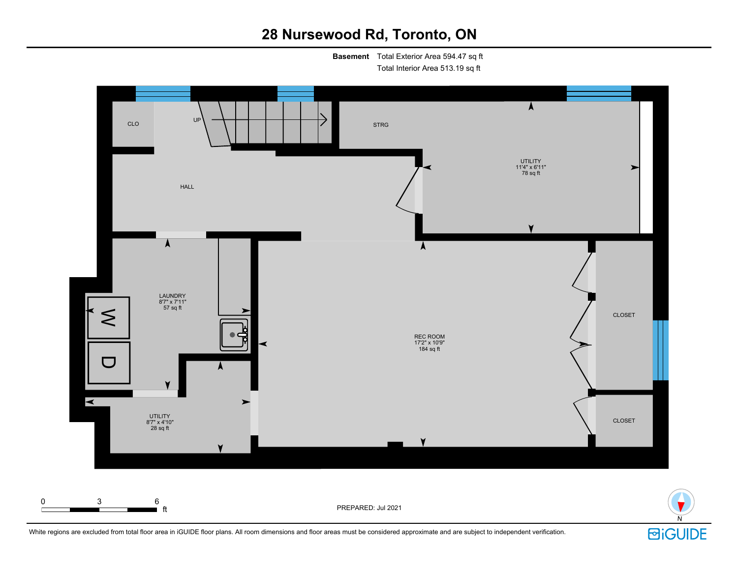# 28 Nursewood Rd, Toronto, ON

**Basement** Total Exterior Area 594.47 sq ft
Total Interior Area 513.19 sq ft

CLO

UP

STRG

HALL

UTILITY
11'4" x 6'11"
78 sq ft

LAUNDRY
8'7" x 7'11"
57 sq ft

W

D

REC ROOM
17'2" x 10'9"
184 sq ft

CLOSET

CLOSET

UTILITY
8'7" x 4'10"
28 sq ft

0 3 6 ft

PREPARED: Jul 2021

N

White regions are excluded from total floor area in iGUIDE floor plans. All room dimensions and floor areas must be considered approximate and are subject to independent verification.

iGUIDE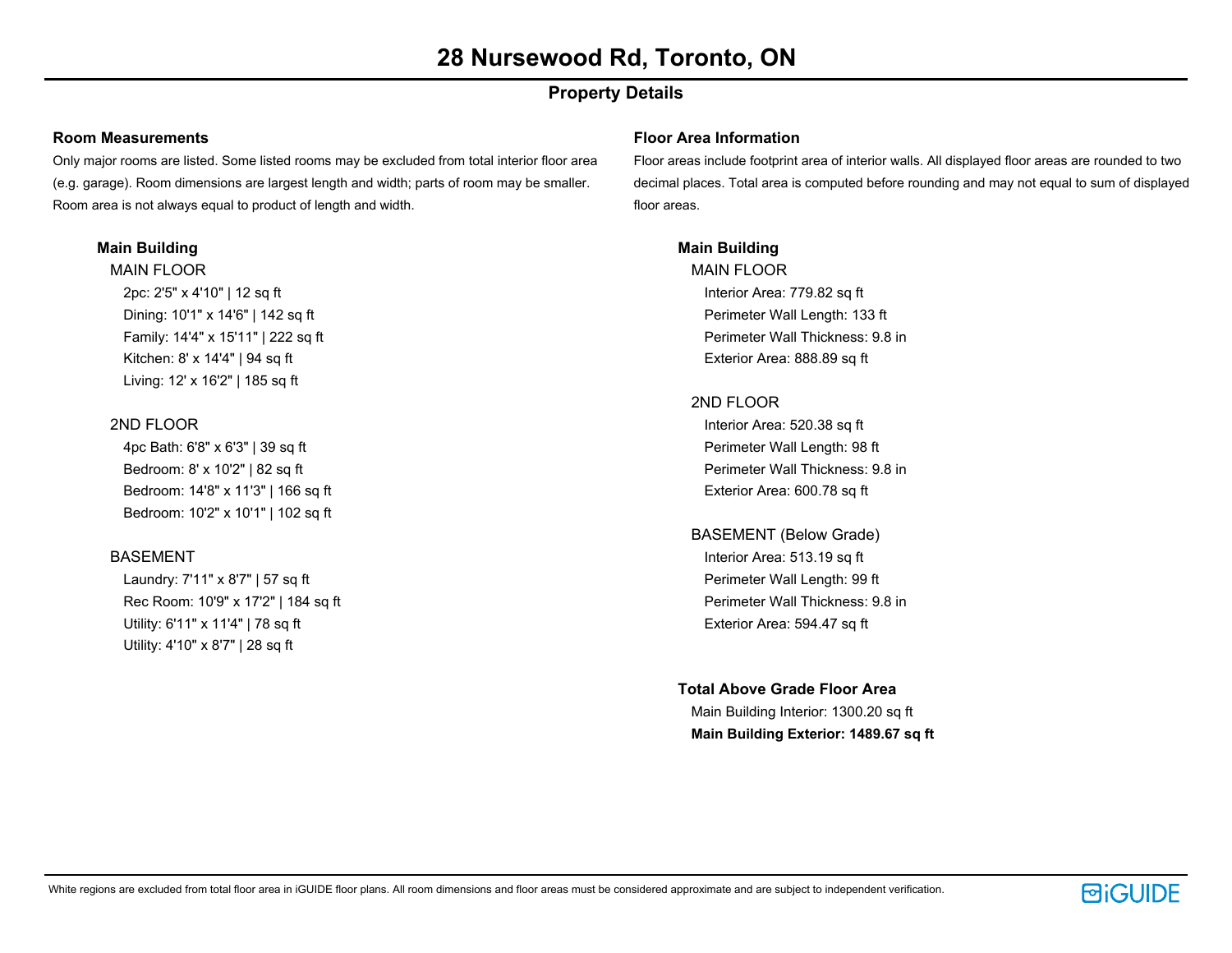# 28 Nursewood Rd, Toronto, ON

## Property Details

### Room Measurements

Only major rooms are listed. Some listed rooms may be excluded from total interior floor area (e.g. garage). Room dimensions are largest length and width; parts of room may be smaller. Room area is not always equal to product of length and width.

#### Main Building

MAIN FLOOR

- 2pc: 2'5" x 4'10" | 12 sq ft
- Dining: 10'1" x 14'6" | 142 sq ft
- Family: 14'4" x 15'11" | 222 sq ft
- Kitchen: 8' x 14'4" | 94 sq ft
- Living: 12' x 16'2" | 185 sq ft

2ND FLOOR

- 4pc Bath: 6'8" x 6'3" | 39 sq ft
- Bedroom: 8' x 10'2" | 82 sq ft
- Bedroom: 14'8" x 11'3" | 166 sq ft
- Bedroom: 10'2" x 10'1" | 102 sq ft

BASEMENT

- Laundry: 7'11" x 8'7" | 57 sq ft
- Rec Room: 10'9" x 17'2" | 184 sq ft
- Utility: 6'11" x 11'4" | 78 sq ft
- Utility: 4'10" x 8'7" | 28 sq ft

### Floor Area Information

Floor areas include footprint area of interior walls. All displayed floor areas are rounded to two decimal places. Total area is computed before rounding and may not equal to sum of displayed floor areas.

#### Main Building

MAIN FLOOR

- Interior Area: 779.82 sq ft
- Perimeter Wall Length: 133 ft
- Perimeter Wall Thickness: 9.8 in
- Exterior Area: 888.89 sq ft

2ND FLOOR

- Interior Area: 520.38 sq ft
- Perimeter Wall Length: 98 ft
- Perimeter Wall Thickness: 9.8 in
- Exterior Area: 600.78 sq ft

BASEMENT (Below Grade)

- Interior Area: 513.19 sq ft
- Perimeter Wall Length: 99 ft
- Perimeter Wall Thickness: 9.8 in
- Exterior Area: 594.47 sq ft

#### Total Above Grade Floor Area

Main Building Interior: 1300.20 sq ft

**Main Building Exterior: 1489.67 sq ft**

White regions are excluded from total floor area in iGUIDE floor plans. All room dimensions and floor areas must be considered approximate and are subject to independent verification.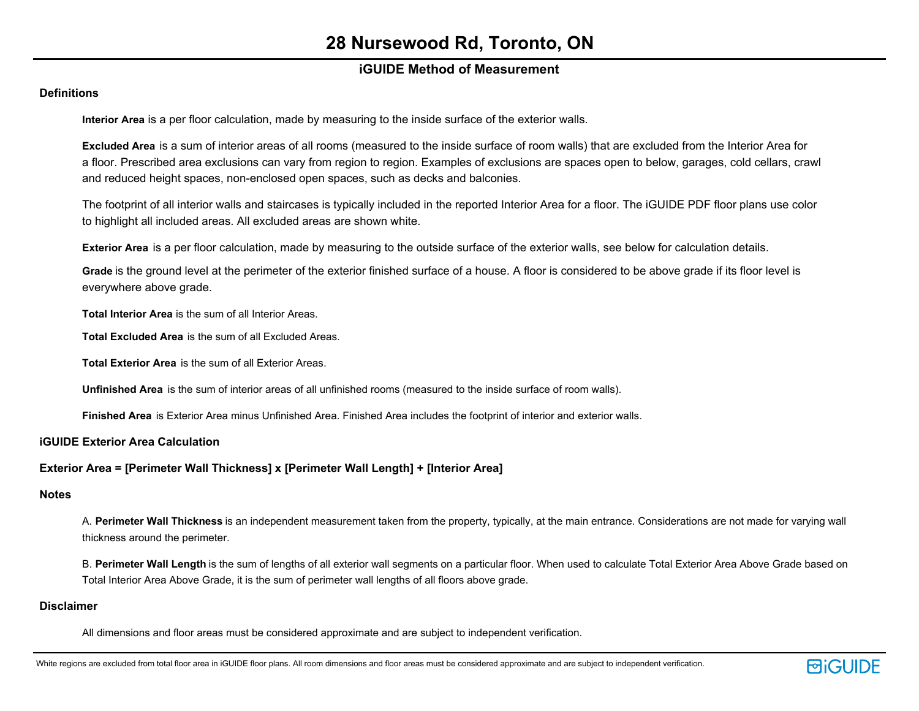# 28 Nursewood Rd, Toronto, ON

## iGUIDE Method of Measurement

### Definitions

**Interior Area** is a per floor calculation, made by measuring to the inside surface of the exterior walls.

**Excluded Area** is a sum of interior areas of all rooms (measured to the inside surface of room walls) that are excluded from the Interior Area for a floor. Prescribed area exclusions can vary from region to region. Examples of exclusions are spaces open to below, garages, cold cellars, crawl and reduced height spaces, non-enclosed open spaces, such as decks and balconies.

The footprint of all interior walls and staircases is typically included in the reported Interior Area for a floor. The iGUIDE PDF floor plans use color to highlight all included areas. All excluded areas are shown white.

**Exterior Area** is a per floor calculation, made by measuring to the outside surface of the exterior walls, see below for calculation details.

**Grade** is the ground level at the perimeter of the exterior finished surface of a house. A floor is considered to be above grade if its floor level is everywhere above grade.

**Total Interior Area** is the sum of all Interior Areas.

**Total Excluded Area** is the sum of all Excluded Areas.

**Total Exterior Area** is the sum of all Exterior Areas.

**Unfinished Area** is the sum of interior areas of all unfinished rooms (measured to the inside surface of room walls).

**Finished Area** is Exterior Area minus Unfinished Area. Finished Area includes the footprint of interior and exterior walls.

### iGUIDE Exterior Area Calculation

**Exterior Area = [Perimeter Wall Thickness] x [Perimeter Wall Length] + [Interior Area]**

### Notes

A. **Perimeter Wall Thickness** is an independent measurement taken from the property, typically, at the main entrance. Considerations are not made for varying wall thickness around the perimeter.

B. **Perimeter Wall Length** is the sum of lengths of all exterior wall segments on a particular floor. When used to calculate Total Exterior Area Above Grade based on Total Interior Area Above Grade, it is the sum of perimeter wall lengths of all floors above grade.

### Disclaimer

All dimensions and floor areas must be considered approximate and are subject to independent verification.